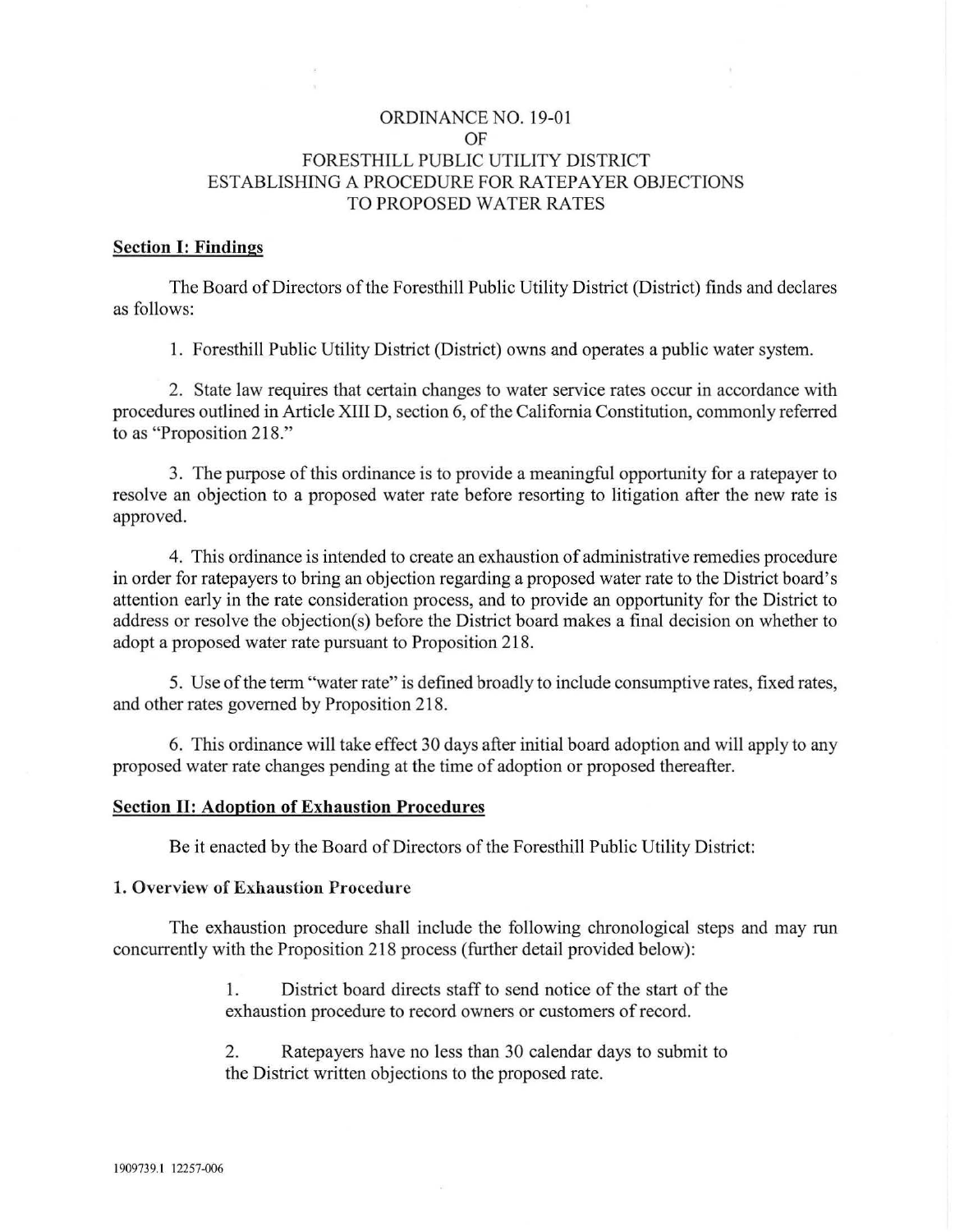# ORDINANCE NO. 19-01
# OF
# FORESTHILL PUBLIC UTILITY DISTRICT
# ESTABLISHING A PROCEDURE FOR RATEPAYER OBJECTIONS TO PROPOSED WATER RATES

## Section I: Findings

The Board of Directors of the Foresthill Public Utility District (District) finds and declares as follows:

1. Foresthill Public Utility District (District) owns and operates a public water system.

2. State law requires that certain changes to water service rates occur in accordance with procedures outlined in Article XIII D, section 6, of the California Constitution, commonly referred to as "Proposition 218."

3. The purpose of this ordinance is to provide a meaningful opportunity for a ratepayer to resolve an objection to a proposed water rate before resorting to litigation after the new rate is approved.

4. This ordinance is intended to create an exhaustion of administrative remedies procedure in order for ratepayers to bring an objection regarding a proposed water rate to the District board's attention early in the rate consideration process, and to provide an opportunity for the District to address or resolve the objection(s) before the District board makes a final decision on whether to adopt a proposed water rate pursuant to Proposition 218.

5. Use of the term "water rate" is defined broadly to include consumptive rates, fixed rates, and other rates governed by Proposition 218.

6. This ordinance will take effect 30 days after initial board adoption and will apply to any proposed water rate changes pending at the time of adoption or proposed thereafter.

## Section II: Adoption of Exhaustion Procedures

Be it enacted by the Board of Directors of the Foresthill Public Utility District:

### 1. Overview of Exhaustion Procedure

The exhaustion procedure shall include the following chronological steps and may run concurrently with the Proposition 218 process (further detail provided below):

1. District board directs staff to send notice of the start of the exhaustion procedure to record owners or customers of record.

2. Ratepayers have no less than 30 calendar days to submit to the District written objections to the proposed rate.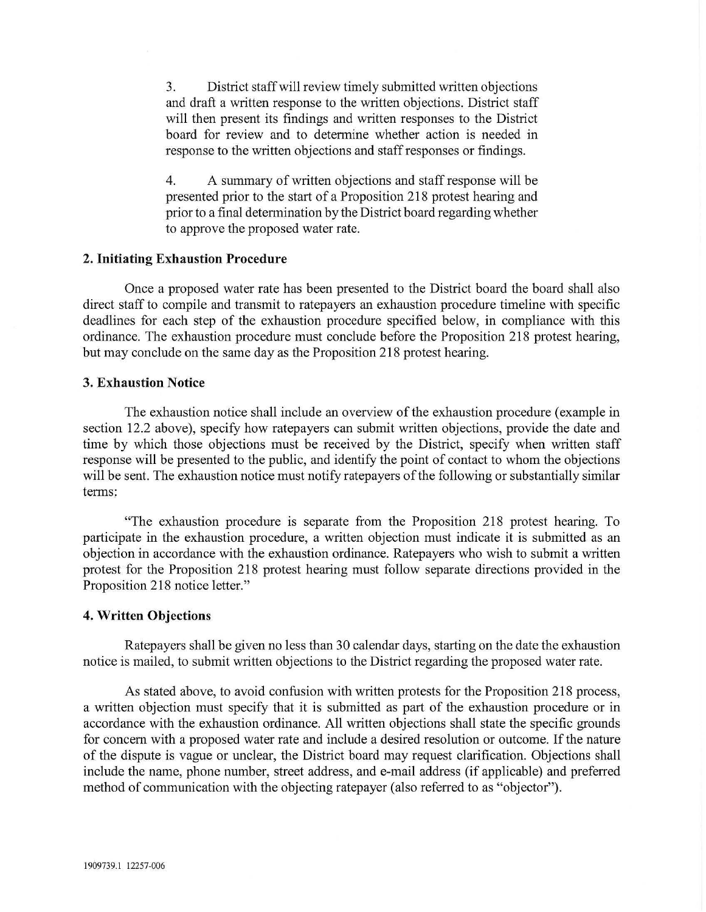3. District staff will review timely submitted written objections and draft a written response to the written objections. District staff will then present its findings and written responses to the District board for review and to determine whether action is needed in response to the written objections and staff responses or findings.

4. A summary of written objections and staff response will be presented prior to the start of a Proposition 218 protest hearing and prior to a final determination by the District board regarding whether to approve the proposed water rate.

**2. Initiating Exhaustion Procedure**

Once a proposed water rate has been presented to the District board the board shall also direct staff to compile and transmit to ratepayers an exhaustion procedure timeline with specific deadlines for each step of the exhaustion procedure specified below, in compliance with this ordinance. The exhaustion procedure must conclude before the Proposition 218 protest hearing, but may conclude on the same day as the Proposition 218 protest hearing.

**3. Exhaustion Notice**

The exhaustion notice shall include an overview of the exhaustion procedure (example in section 12.2 above), specify how ratepayers can submit written objections, provide the date and time by which those objections must be received by the District, specify when written staff response will be presented to the public, and identify the point of contact to whom the objections will be sent. The exhaustion notice must notify ratepayers of the following or substantially similar terms:

"The exhaustion procedure is separate from the Proposition 218 protest hearing. To participate in the exhaustion procedure, a written objection must indicate it is submitted as an objection in accordance with the exhaustion ordinance. Ratepayers who wish to submit a written protest for the Proposition 218 protest hearing must follow separate directions provided in the Proposition 218 notice letter."

**4. Written Objections**

Ratepayers shall be given no less than 30 calendar days, starting on the date the exhaustion notice is mailed, to submit written objections to the District regarding the proposed water rate.

As stated above, to avoid confusion with written protests for the Proposition 218 process, a written objection must specify that it is submitted as part of the exhaustion procedure or in accordance with the exhaustion ordinance. All written objections shall state the specific grounds for concern with a proposed water rate and include a desired resolution or outcome. If the nature of the dispute is vague or unclear, the District board may request clarification. Objections shall include the name, phone number, street address, and e-mail address (if applicable) and preferred method of communication with the objecting ratepayer (also referred to as "objector").

1909739.1 12257-006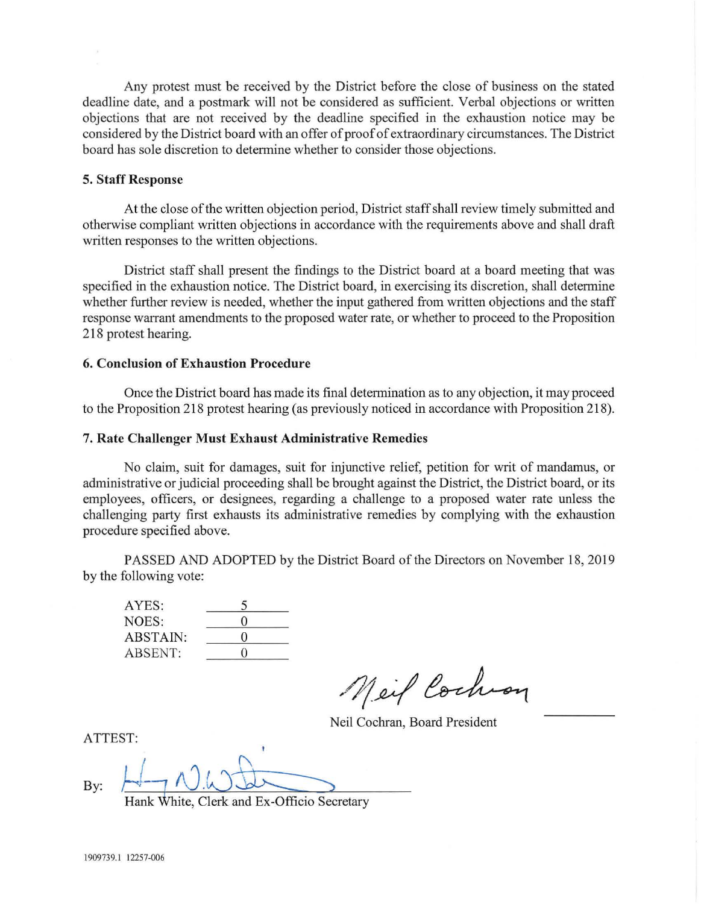Any protest must be received by the District before the close of business on the stated deadline date, and a postmark will not be considered as sufficient. Verbal objections or written objections that are not received by the deadline specified in the exhaustion notice may be considered by the District board with an offer of proof of extraordinary circumstances. The District board has sole discretion to determine whether to consider those objections.

### 5. Staff Response

At the close of the written objection period, District staff shall review timely submitted and otherwise compliant written objections in accordance with the requirements above and shall draft written responses to the written objections.

District staff shall present the findings to the District board at a board meeting that was specified in the exhaustion notice. The District board, in exercising its discretion, shall determine whether further review is needed, whether the input gathered from written objections and the staff response warrant amendments to the proposed water rate, or whether to proceed to the Proposition 218 protest hearing.

### 6. Conclusion of Exhaustion Procedure

Once the District board has made its final determination as to any objection, it may proceed to the Proposition 218 protest hearing (as previously noticed in accordance with Proposition 218).

### 7. Rate Challenger Must Exhaust Administrative Remedies

No claim, suit for damages, suit for injunctive relief, petition for writ of mandamus, or administrative or judicial proceeding shall be brought against the District, the District board, or its employees, officers, or designees, regarding a challenge to a proposed water rate unless the challenging party first exhausts its administrative remedies by complying with the exhaustion procedure specified above.

PASSED AND ADOPTED by the District Board of the Directors on November 18, 2019 by the following vote:

| | |
|---|---|
| AYES: | 5 |
| NOES: | 0 |
| ABSTAIN: | 0 |
| ABSENT: | 0 |

Neil Cochran

Neil Cochran, Board President

ATTEST:

By: Hank White

Hank White, Clerk and Ex-Officio Secretary

1909739.1 12257-006